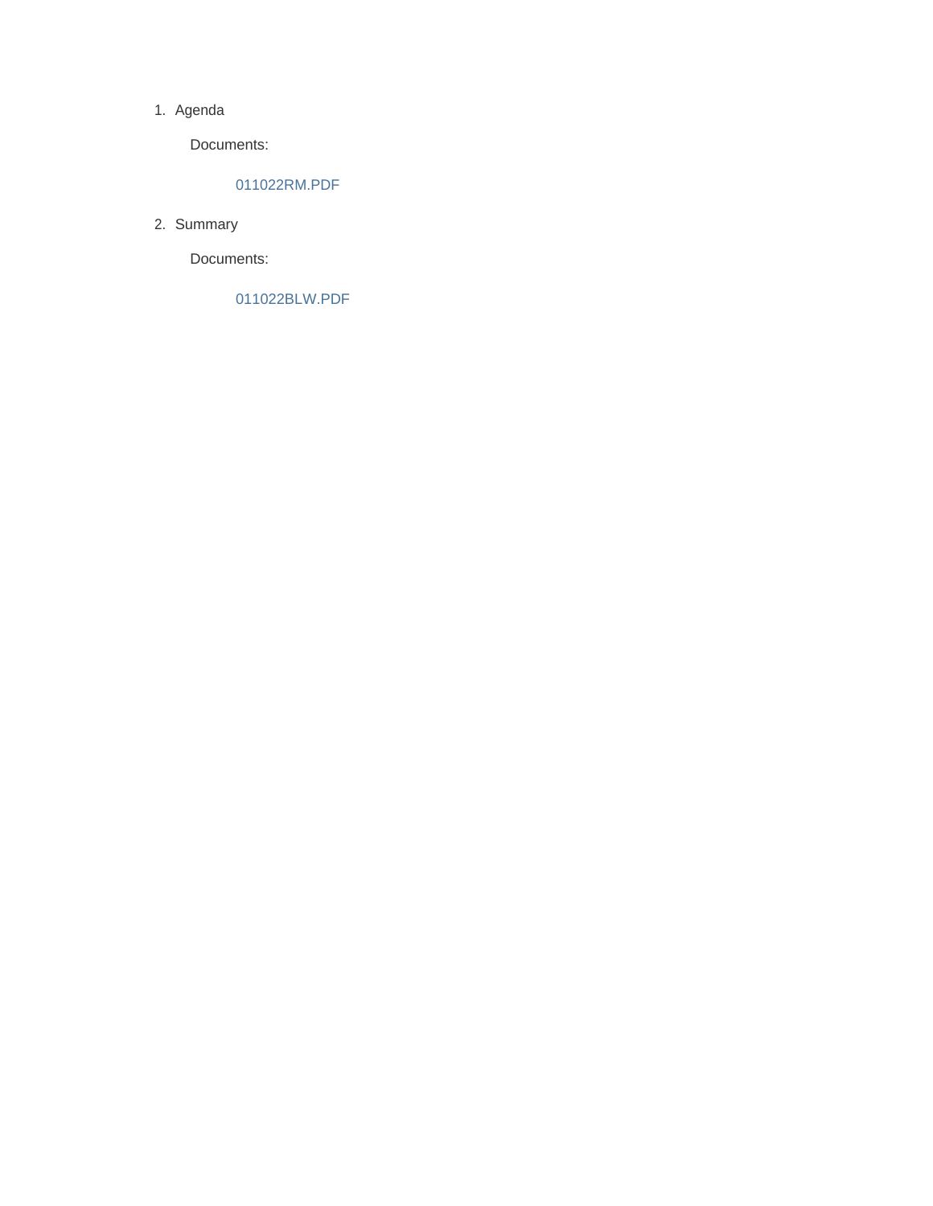1. Agenda

   Documents:

   011022RM.PDF

2. Summary

   Documents:

   011022BLW.PDF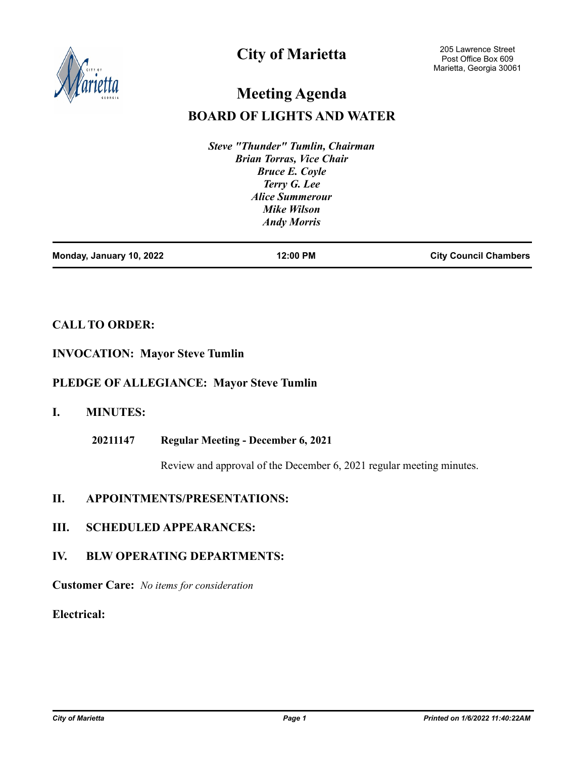# City of Marietta

205 Lawrence Street
Post Office Box 609
Marietta, Georgia 30061

# Meeting Agenda

## BOARD OF LIGHTS AND WATER

*Steve "Thunder" Tumlin, Chairman*
*Brian Torras, Vice Chair*
*Bruce E. Coyle*
*Terry G. Lee*
*Alice Summerour*
*Mike Wilson*
*Andy Morris*

| Monday, January 10, 2022 | 12:00 PM | City Council Chambers |
|---|---|---|

**CALL TO ORDER:**

**INVOCATION: Mayor Steve Tumlin**

**PLEDGE OF ALLEGIANCE: Mayor Steve Tumlin**

**I. MINUTES:**

**20211147 Regular Meeting - December 6, 2021**

Review and approval of the December 6, 2021 regular meeting minutes.

**II. APPOINTMENTS/PRESENTATIONS:**

**III. SCHEDULED APPEARANCES:**

**IV. BLW OPERATING DEPARTMENTS:**

**Customer Care:** *No items for consideration*

**Electrical:**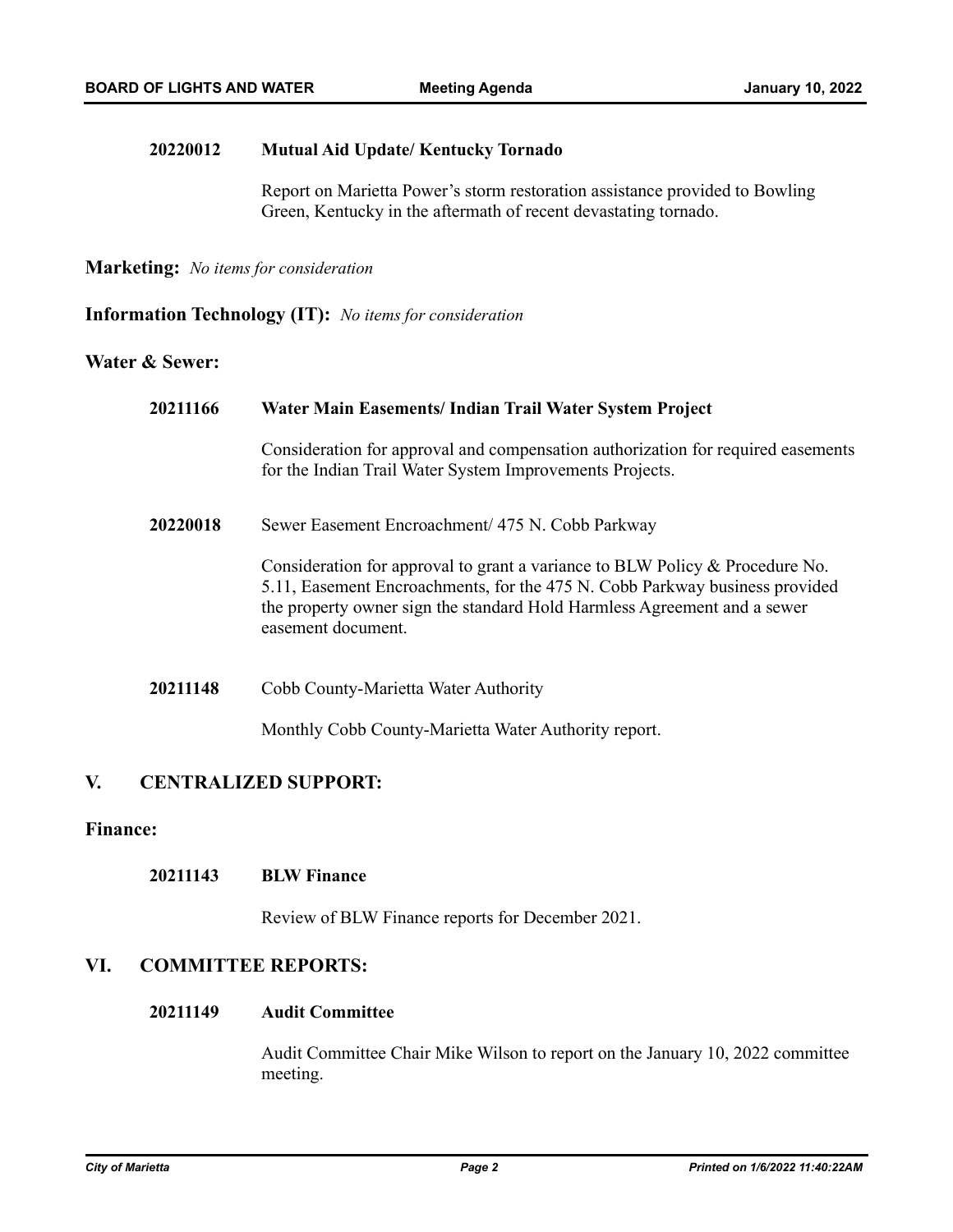**20220012** **Mutual Aid Update/ Kentucky Tornado**

Report on Marietta Power's storm restoration assistance provided to Bowling Green, Kentucky in the aftermath of recent devastating tornado.

**Marketing:** *No items for consideration*

**Information Technology (IT):** *No items for consideration*

**Water & Sewer:**

**20211166** **Water Main Easements/ Indian Trail Water System Project**

Consideration for approval and compensation authorization for required easements for the Indian Trail Water System Improvements Projects.

**20220018** Sewer Easement Encroachment/ 475 N. Cobb Parkway

Consideration for approval to grant a variance to BLW Policy & Procedure No. 5.11, Easement Encroachments, for the 475 N. Cobb Parkway business provided the property owner sign the standard Hold Harmless Agreement and a sewer easement document.

**20211148** Cobb County-Marietta Water Authority

Monthly Cobb County-Marietta Water Authority report.

## V. CENTRALIZED SUPPORT:

**Finance:**

**20211143** **BLW Finance**

Review of BLW Finance reports for December 2021.

## VI. COMMITTEE REPORTS:

**20211149** **Audit Committee**

Audit Committee Chair Mike Wilson to report on the January 10, 2022 committee meeting.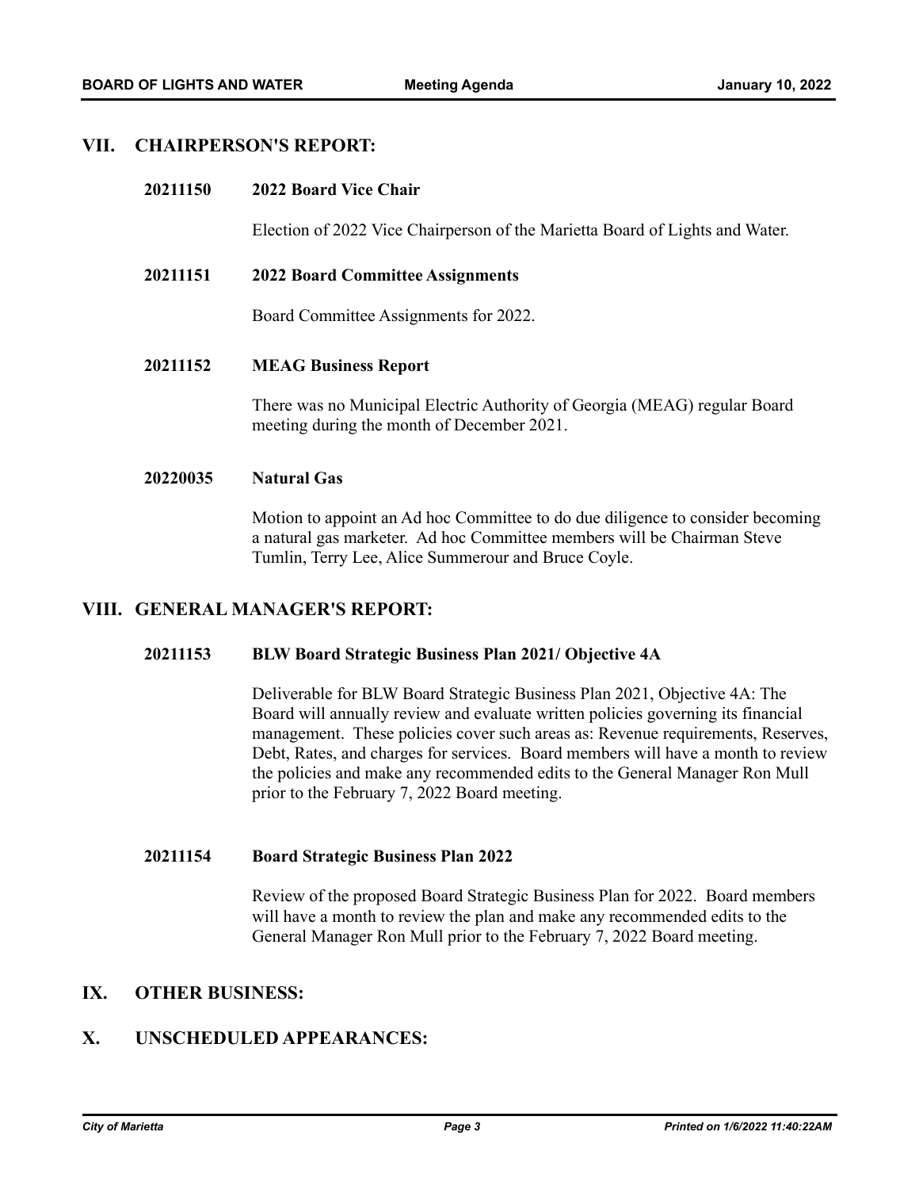## VII. CHAIRPERSON'S REPORT:

### 20211150 2022 Board Vice Chair

Election of 2022 Vice Chairperson of the Marietta Board of Lights and Water.

### 20211151 2022 Board Committee Assignments

Board Committee Assignments for 2022.

### 20211152 MEAG Business Report

There was no Municipal Electric Authority of Georgia (MEAG) regular Board meeting during the month of December 2021.

### 20220035 Natural Gas

Motion to appoint an Ad hoc Committee to do due diligence to consider becoming a natural gas marketer. Ad hoc Committee members will be Chairman Steve Tumlin, Terry Lee, Alice Summerour and Bruce Coyle.

## VIII. GENERAL MANAGER'S REPORT:

### 20211153 BLW Board Strategic Business Plan 2021/ Objective 4A

Deliverable for BLW Board Strategic Business Plan 2021, Objective 4A: The Board will annually review and evaluate written policies governing its financial management. These policies cover such areas as: Revenue requirements, Reserves, Debt, Rates, and charges for services. Board members will have a month to review the policies and make any recommended edits to the General Manager Ron Mull prior to the February 7, 2022 Board meeting.

### 20211154 Board Strategic Business Plan 2022

Review of the proposed Board Strategic Business Plan for 2022. Board members will have a month to review the plan and make any recommended edits to the General Manager Ron Mull prior to the February 7, 2022 Board meeting.

## IX. OTHER BUSINESS:

## X. UNSCHEDULED APPEARANCES: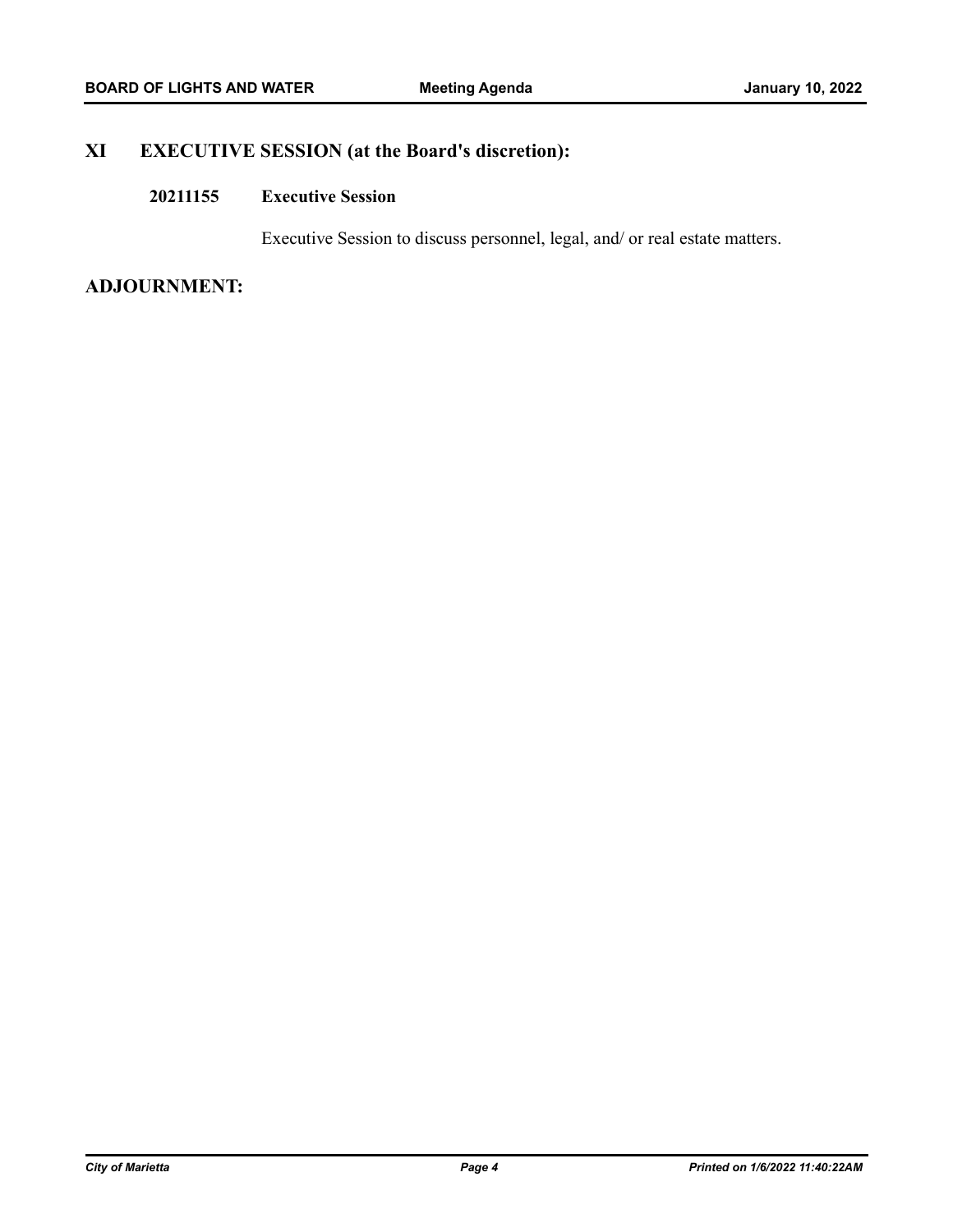## XI EXECUTIVE SESSION (at the Board's discretion):

### 20211155 Executive Session

Executive Session to discuss personnel, legal, and/ or real estate matters.

## ADJOURNMENT: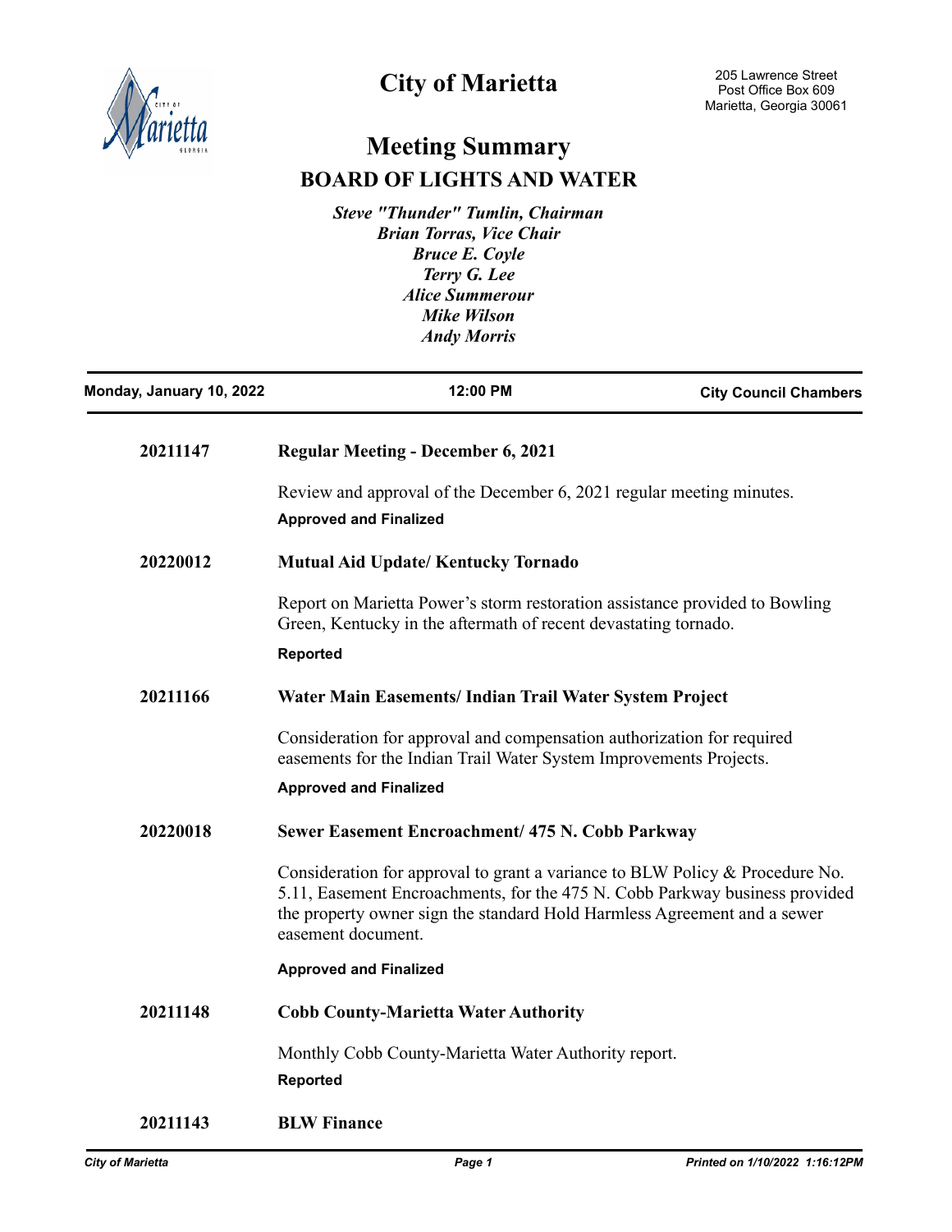# City of Marietta

205 Lawrence Street
Post Office Box 609
Marietta, Georgia 30061

## Meeting Summary

## BOARD OF LIGHTS AND WATER

*Steve "Thunder" Tumlin, Chairman*
*Brian Torras, Vice Chair*
*Bruce E. Coyle*
*Terry G. Lee*
*Alice Summerour*
*Mike Wilson*
*Andy Morris*

**Monday, January 10, 2022** | **12:00 PM** | **City Council Chambers**

---

**20211147** **Regular Meeting - December 6, 2021**

Review and approval of the December 6, 2021 regular meeting minutes.

**Approved and Finalized**

**20220012** **Mutual Aid Update/ Kentucky Tornado**

Report on Marietta Power's storm restoration assistance provided to Bowling Green, Kentucky in the aftermath of recent devastating tornado.

**Reported**

**20211166** **Water Main Easements/ Indian Trail Water System Project**

Consideration for approval and compensation authorization for required easements for the Indian Trail Water System Improvements Projects.

**Approved and Finalized**

**20220018** **Sewer Easement Encroachment/ 475 N. Cobb Parkway**

Consideration for approval to grant a variance to BLW Policy & Procedure No. 5.11, Easement Encroachments, for the 475 N. Cobb Parkway business provided the property owner sign the standard Hold Harmless Agreement and a sewer easement document.

**Approved and Finalized**

**20211148** **Cobb County-Marietta Water Authority**

Monthly Cobb County-Marietta Water Authority report.

**Reported**

**20211143** **BLW Finance**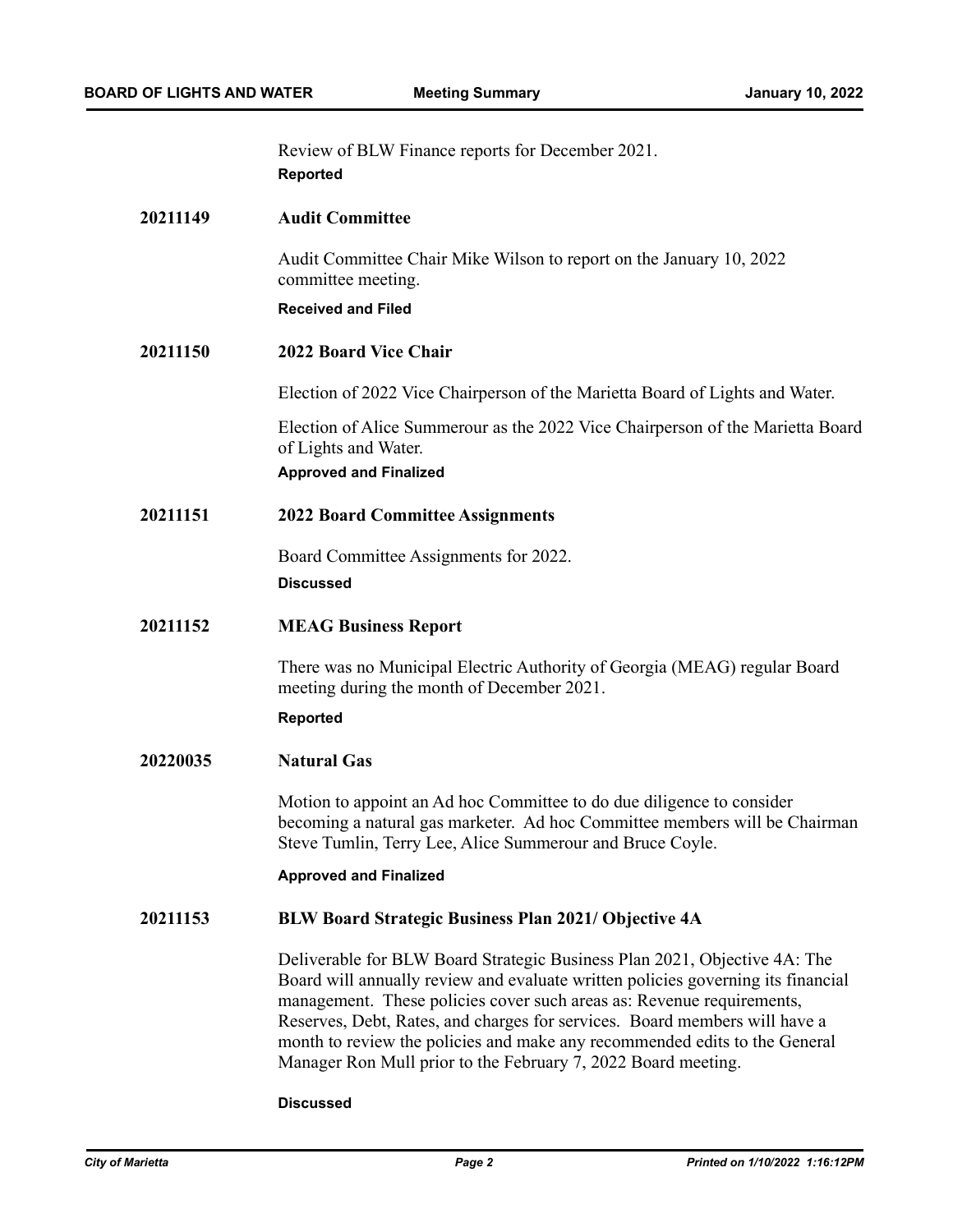Review of BLW Finance reports for December 2021.

**Reported**

**20211149 Audit Committee**

Audit Committee Chair Mike Wilson to report on the January 10, 2022 committee meeting.

**Received and Filed**

**20211150 2022 Board Vice Chair**

Election of 2022 Vice Chairperson of the Marietta Board of Lights and Water.

Election of Alice Summerour as the 2022 Vice Chairperson of the Marietta Board of Lights and Water.

**Approved and Finalized**

**20211151 2022 Board Committee Assignments**

Board Committee Assignments for 2022.

**Discussed**

**20211152 MEAG Business Report**

There was no Municipal Electric Authority of Georgia (MEAG) regular Board meeting during the month of December 2021.

**Reported**

**20220035 Natural Gas**

Motion to appoint an Ad hoc Committee to do due diligence to consider becoming a natural gas marketer. Ad hoc Committee members will be Chairman Steve Tumlin, Terry Lee, Alice Summerour and Bruce Coyle.

**Approved and Finalized**

**20211153 BLW Board Strategic Business Plan 2021/ Objective 4A**

Deliverable for BLW Board Strategic Business Plan 2021, Objective 4A: The Board will annually review and evaluate written policies governing its financial management. These policies cover such areas as: Revenue requirements, Reserves, Debt, Rates, and charges for services. Board members will have a month to review the policies and make any recommended edits to the General Manager Ron Mull prior to the February 7, 2022 Board meeting.

**Discussed**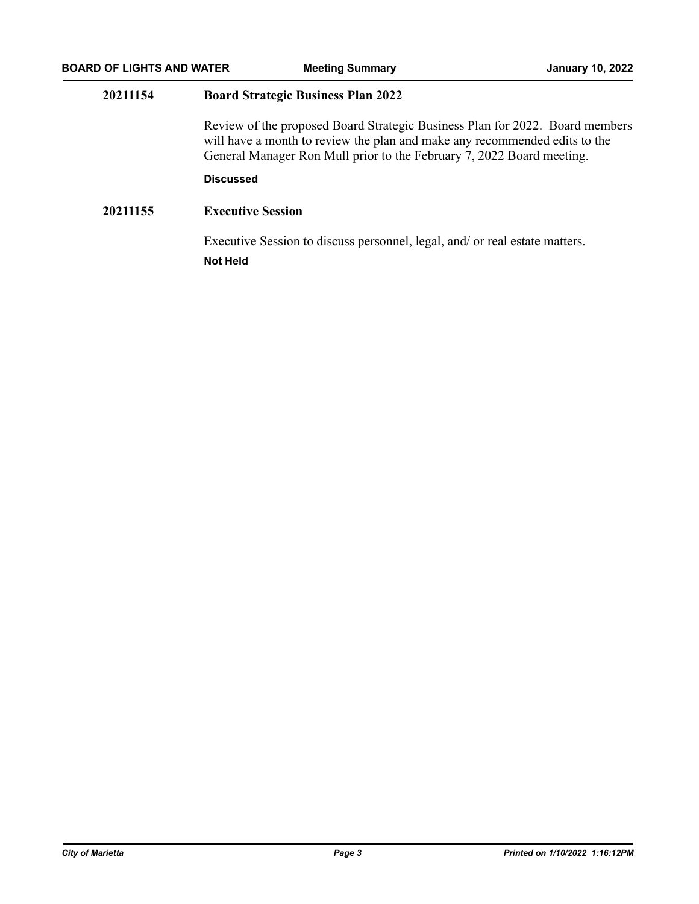**20211154** **Board Strategic Business Plan 2022**

Review of the proposed Board Strategic Business Plan for 2022. Board members will have a month to review the plan and make any recommended edits to the General Manager Ron Mull prior to the February 7, 2022 Board meeting.

**Discussed**

**20211155** **Executive Session**

Executive Session to discuss personnel, legal, and/ or real estate matters.

**Not Held**